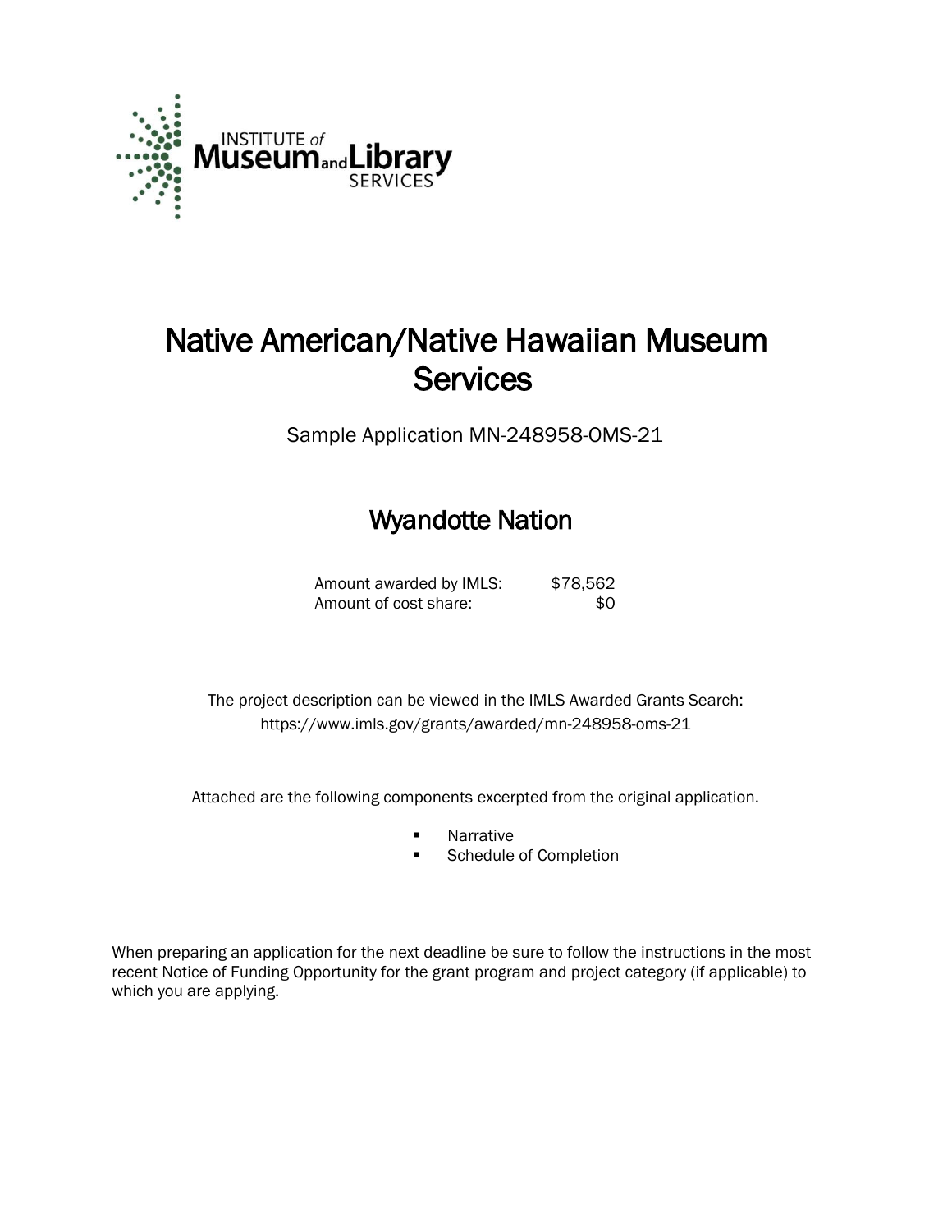# Native American/Native Hawaiian Museum Services

Sample Application MN-248958-OMS-21

## Wyandotte Nation

| | |
|---|---|
| Amount awarded by IMLS: | $78,562 |
| Amount of cost share: | $0 |

The project description can be viewed in the IMLS Awarded Grants Search: https://www.imls.gov/grants/awarded/mn-248958-oms-21

Attached are the following components excerpted from the original application.

- Narrative
- Schedule of Completion

When preparing an application for the next deadline be sure to follow the instructions in the most recent Notice of Funding Opportunity for the grant program and project category (if applicable) to which you are applying.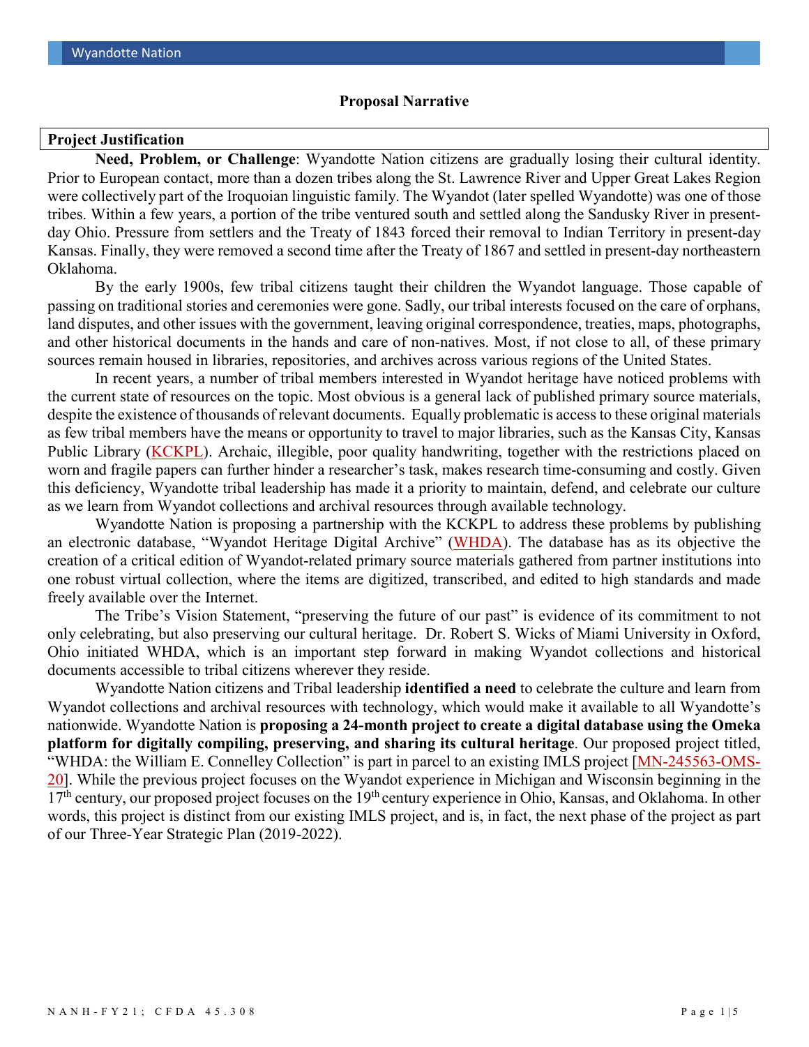## Proposal Narrative

**Project Justification**

**Need, Problem, or Challenge**: Wyandotte Nation citizens are gradually losing their cultural identity. Prior to European contact, more than a dozen tribes along the St. Lawrence River and Upper Great Lakes Region were collectively part of the Iroquoian linguistic family. The Wyandot (later spelled Wyandotte) was one of those tribes. Within a few years, a portion of the tribe ventured south and settled along the Sandusky River in present-day Ohio. Pressure from settlers and the Treaty of 1843 forced their removal to Indian Territory in present-day Kansas. Finally, they were removed a second time after the Treaty of 1867 and settled in present-day northeastern Oklahoma.

By the early 1900s, few tribal citizens taught their children the Wyandot language. Those capable of passing on traditional stories and ceremonies were gone. Sadly, our tribal interests focused on the care of orphans, land disputes, and other issues with the government, leaving original correspondence, treaties, maps, photographs, and other historical documents in the hands and care of non-natives. Most, if not close to all, of these primary sources remain housed in libraries, repositories, and archives across various regions of the United States.

In recent years, a number of tribal members interested in Wyandot heritage have noticed problems with the current state of resources on the topic. Most obvious is a general lack of published primary source materials, despite the existence of thousands of relevant documents. Equally problematic is access to these original materials as few tribal members have the means or opportunity to travel to major libraries, such as the Kansas City, Kansas Public Library (KCKPL). Archaic, illegible, poor quality handwriting, together with the restrictions placed on worn and fragile papers can further hinder a researcher's task, makes research time-consuming and costly. Given this deficiency, Wyandotte tribal leadership has made it a priority to maintain, defend, and celebrate our culture as we learn from Wyandot collections and archival resources through available technology.

Wyandotte Nation is proposing a partnership with the KCKPL to address these problems by publishing an electronic database, "Wyandot Heritage Digital Archive" (WHDA). The database has as its objective the creation of a critical edition of Wyandot-related primary source materials gathered from partner institutions into one robust virtual collection, where the items are digitized, transcribed, and edited to high standards and made freely available over the Internet.

The Tribe's Vision Statement, "preserving the future of our past" is evidence of its commitment to not only celebrating, but also preserving our cultural heritage. Dr. Robert S. Wicks of Miami University in Oxford, Ohio initiated WHDA, which is an important step forward in making Wyandot collections and historical documents accessible to tribal citizens wherever they reside.

Wyandotte Nation citizens and Tribal leadership **identified a need** to celebrate the culture and learn from Wyandot collections and archival resources with technology, which would make it available to all Wyandotte's nationwide. Wyandotte Nation is **proposing a 24-month project to create a digital database using the Omeka platform for digitally compiling, preserving, and sharing its cultural heritage**. Our proposed project titled, "WHDA: the William E. Connelley Collection" is part in parcel to an existing IMLS project [MN-245563-OMS-20]. While the previous project focuses on the Wyandot experience in Michigan and Wisconsin beginning in the 17th century, our proposed project focuses on the 19th century experience in Ohio, Kansas, and Oklahoma. In other words, this project is distinct from our existing IMLS project, and is, in fact, the next phase of the project as part of our Three-Year Strategic Plan (2019-2022).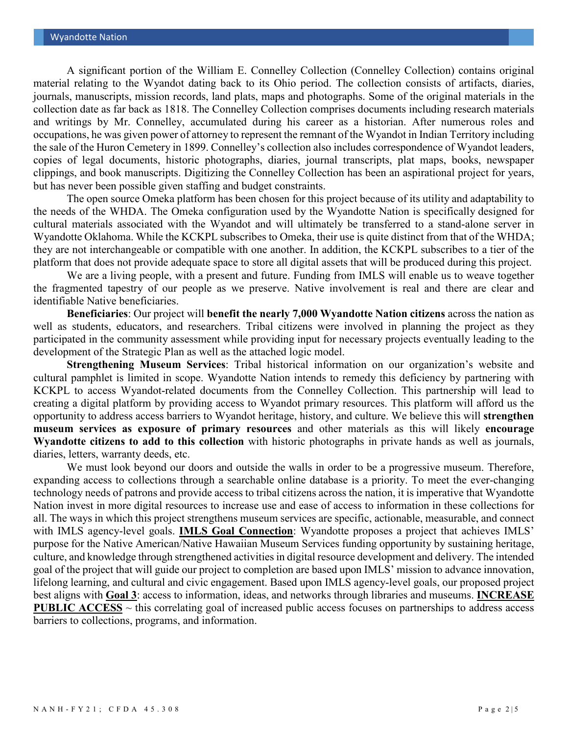A significant portion of the William E. Connelley Collection (Connelley Collection) contains original material relating to the Wyandot dating back to its Ohio period. The collection consists of artifacts, diaries, journals, manuscripts, mission records, land plats, maps and photographs. Some of the original materials in the collection date as far back as 1818. The Connelley Collection comprises documents including research materials and writings by Mr. Connelley, accumulated during his career as a historian. After numerous roles and occupations, he was given power of attorney to represent the remnant of the Wyandot in Indian Territory including the sale of the Huron Cemetery in 1899. Connelley's collection also includes correspondence of Wyandot leaders, copies of legal documents, historic photographs, diaries, journal transcripts, plat maps, books, newspaper clippings, and book manuscripts. Digitizing the Connelley Collection has been an aspirational project for years, but has never been possible given staffing and budget constraints.

The open source Omeka platform has been chosen for this project because of its utility and adaptability to the needs of the WHDA. The Omeka configuration used by the Wyandotte Nation is specifically designed for cultural materials associated with the Wyandot and will ultimately be transferred to a stand-alone server in Wyandotte Oklahoma. While the KCKPL subscribes to Omeka, their use is quite distinct from that of the WHDA; they are not interchangeable or compatible with one another. In addition, the KCKPL subscribes to a tier of the platform that does not provide adequate space to store all digital assets that will be produced during this project.

We are a living people, with a present and future. Funding from IMLS will enable us to weave together the fragmented tapestry of our people as we preserve. Native involvement is real and there are clear and identifiable Native beneficiaries.

**Beneficiaries**: Our project will **benefit the nearly 7,000 Wyandotte Nation citizens** across the nation as well as students, educators, and researchers. Tribal citizens were involved in planning the project as they participated in the community assessment while providing input for necessary projects eventually leading to the development of the Strategic Plan as well as the attached logic model.

**Strengthening Museum Services**: Tribal historical information on our organization's website and cultural pamphlet is limited in scope. Wyandotte Nation intends to remedy this deficiency by partnering with KCKPL to access Wyandot-related documents from the Connelley Collection. This partnership will lead to creating a digital platform by providing access to Wyandot primary resources. This platform will afford us the opportunity to address access barriers to Wyandot heritage, history, and culture. We believe this will **strengthen museum services as exposure of primary resources** and other materials as this will likely **encourage Wyandotte citizens to add to this collection** with historic photographs in private hands as well as journals, diaries, letters, warranty deeds, etc.

We must look beyond our doors and outside the walls in order to be a progressive museum. Therefore, expanding access to collections through a searchable online database is a priority. To meet the ever-changing technology needs of patrons and provide access to tribal citizens across the nation, it is imperative that Wyandotte Nation invest in more digital resources to increase use and ease of access to information in these collections for all. The ways in which this project strengthens museum services are specific, actionable, measurable, and connect with IMLS agency-level goals. **IMLS Goal Connection**: Wyandotte proposes a project that achieves IMLS' purpose for the Native American/Native Hawaiian Museum Services funding opportunity by sustaining heritage, culture, and knowledge through strengthened activities in digital resource development and delivery. The intended goal of the project that will guide our project to completion are based upon IMLS' mission to advance innovation, lifelong learning, and cultural and civic engagement. Based upon IMLS agency-level goals, our proposed project best aligns with **Goal 3**: access to information, ideas, and networks through libraries and museums. **INCREASE PUBLIC ACCESS** ~ this correlating goal of increased public access focuses on partnerships to address access barriers to collections, programs, and information.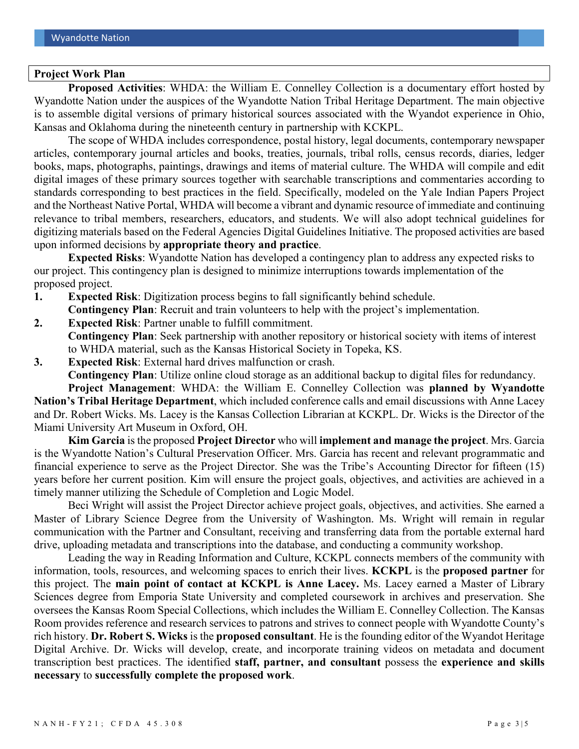**Project Work Plan**

**Proposed Activities**: WHDA: the William E. Connelley Collection is a documentary effort hosted by Wyandotte Nation under the auspices of the Wyandotte Nation Tribal Heritage Department. The main objective is to assemble digital versions of primary historical sources associated with the Wyandot experience in Ohio, Kansas and Oklahoma during the nineteenth century in partnership with KCKPL.

The scope of WHDA includes correspondence, postal history, legal documents, contemporary newspaper articles, contemporary journal articles and books, treaties, journals, tribal rolls, census records, diaries, ledger books, maps, photographs, paintings, drawings and items of material culture. The WHDA will compile and edit digital images of these primary sources together with searchable transcriptions and commentaries according to standards corresponding to best practices in the field. Specifically, modeled on the Yale Indian Papers Project and the Northeast Native Portal, WHDA will become a vibrant and dynamic resource of immediate and continuing relevance to tribal members, researchers, educators, and students. We will also adopt technical guidelines for digitizing materials based on the Federal Agencies Digital Guidelines Initiative. The proposed activities are based upon informed decisions by **appropriate theory and practice**.

**Expected Risks**: Wyandotte Nation has developed a contingency plan to address any expected risks to our project. This contingency plan is designed to minimize interruptions towards implementation of the proposed project.

1. **Expected Risk**: Digitization process begins to fall significantly behind schedule.
   **Contingency Plan**: Recruit and train volunteers to help with the project's implementation.
2. **Expected Risk**: Partner unable to fulfill commitment.
   **Contingency Plan**: Seek partnership with another repository or historical society with items of interest to WHDA material, such as the Kansas Historical Society in Topeka, KS.
3. **Expected Risk**: External hard drives malfunction or crash.
   **Contingency Plan**: Utilize online cloud storage as an additional backup to digital files for redundancy.

**Project Management**: WHDA: the William E. Connelley Collection was **planned by Wyandotte Nation's Tribal Heritage Department**, which included conference calls and email discussions with Anne Lacey and Dr. Robert Wicks. Ms. Lacey is the Kansas Collection Librarian at KCKPL. Dr. Wicks is the Director of the Miami University Art Museum in Oxford, OH.

**Kim Garcia** is the proposed **Project Director** who will **implement and manage the project**. Mrs. Garcia is the Wyandotte Nation's Cultural Preservation Officer. Mrs. Garcia has recent and relevant programmatic and financial experience to serve as the Project Director. She was the Tribe's Accounting Director for fifteen (15) years before her current position. Kim will ensure the project goals, objectives, and activities are achieved in a timely manner utilizing the Schedule of Completion and Logic Model.

Beci Wright will assist the Project Director achieve project goals, objectives, and activities. She earned a Master of Library Science Degree from the University of Washington. Ms. Wright will remain in regular communication with the Partner and Consultant, receiving and transferring data from the portable external hard drive, uploading metadata and transcriptions into the database, and conducting a community workshop.

Leading the way in Reading Information and Culture, KCKPL connects members of the community with information, tools, resources, and welcoming spaces to enrich their lives. **KCKPL** is the **proposed partner** for this project. The **main point of contact at KCKPL is Anne Lacey.** Ms. Lacey earned a Master of Library Sciences degree from Emporia State University and completed coursework in archives and preservation. She oversees the Kansas Room Special Collections, which includes the William E. Connelley Collection. The Kansas Room provides reference and research services to patrons and strives to connect people with Wyandotte County's rich history. **Dr. Robert S. Wicks** is the **proposed consultant**. He is the founding editor of the Wyandot Heritage Digital Archive. Dr. Wicks will develop, create, and incorporate training videos on metadata and document transcription best practices. The identified **staff, partner, and consultant** possess the **experience and skills necessary** to **successfully complete the proposed work**.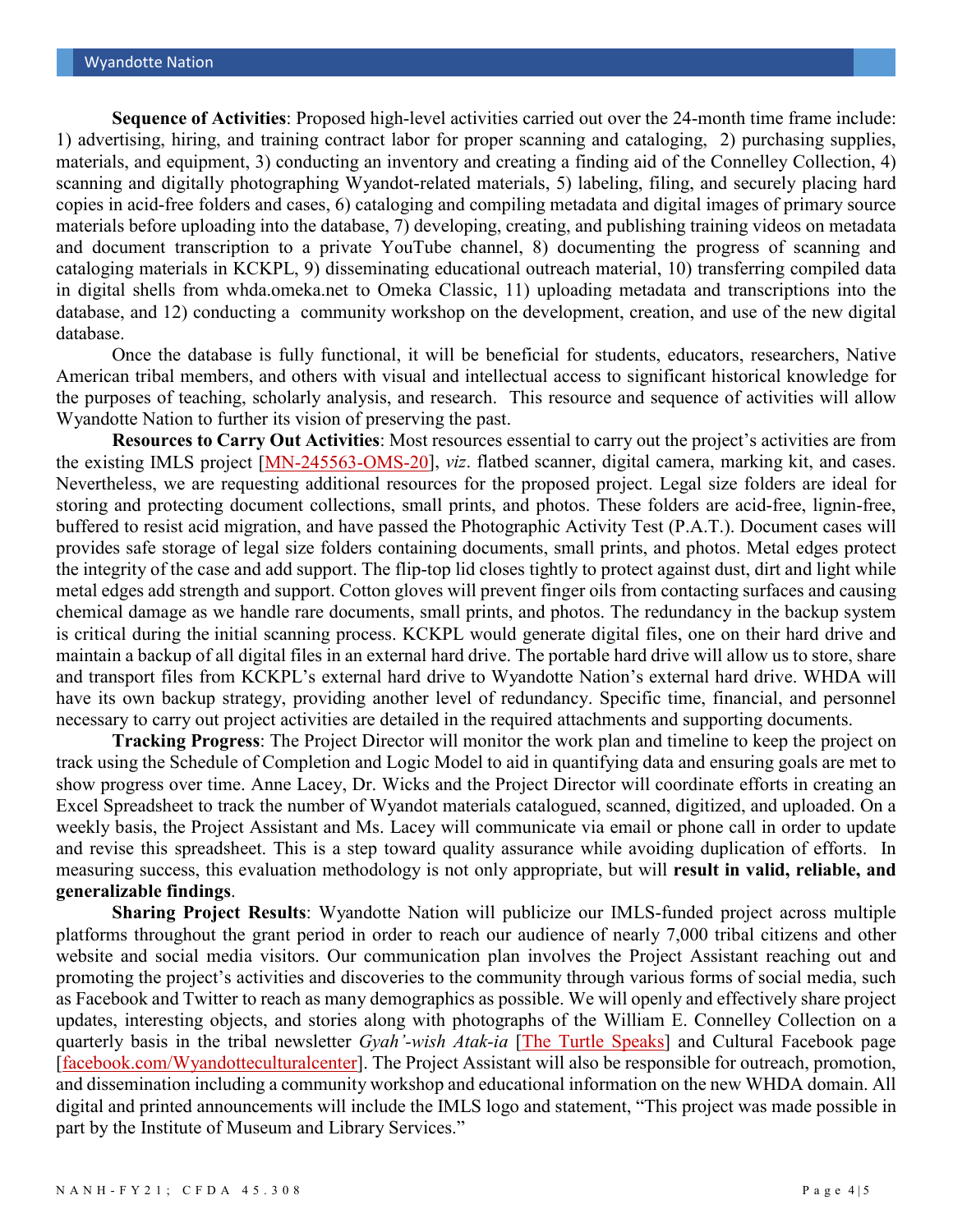**Sequence of Activities**: Proposed high-level activities carried out over the 24-month time frame include: 1) advertising, hiring, and training contract labor for proper scanning and cataloging, 2) purchasing supplies, materials, and equipment, 3) conducting an inventory and creating a finding aid of the Connelley Collection, 4) scanning and digitally photographing Wyandot-related materials, 5) labeling, filing, and securely placing hard copies in acid-free folders and cases, 6) cataloging and compiling metadata and digital images of primary source materials before uploading into the database, 7) developing, creating, and publishing training videos on metadata and document transcription to a private YouTube channel, 8) documenting the progress of scanning and cataloging materials in KCKPL, 9) disseminating educational outreach material, 10) transferring compiled data in digital shells from whda.omeka.net to Omeka Classic, 11) uploading metadata and transcriptions into the database, and 12) conducting a community workshop on the development, creation, and use of the new digital database.

Once the database is fully functional, it will be beneficial for students, educators, researchers, Native American tribal members, and others with visual and intellectual access to significant historical knowledge for the purposes of teaching, scholarly analysis, and research. This resource and sequence of activities will allow Wyandotte Nation to further its vision of preserving the past.

**Resources to Carry Out Activities**: Most resources essential to carry out the project's activities are from the existing IMLS project [MN-245563-OMS-20], *viz*. flatbed scanner, digital camera, marking kit, and cases. Nevertheless, we are requesting additional resources for the proposed project. Legal size folders are ideal for storing and protecting document collections, small prints, and photos. These folders are acid-free, lignin-free, buffered to resist acid migration, and have passed the Photographic Activity Test (P.A.T.). Document cases will provides safe storage of legal size folders containing documents, small prints, and photos. Metal edges protect the integrity of the case and add support. The flip-top lid closes tightly to protect against dust, dirt and light while metal edges add strength and support. Cotton gloves will prevent finger oils from contacting surfaces and causing chemical damage as we handle rare documents, small prints, and photos. The redundancy in the backup system is critical during the initial scanning process. KCKPL would generate digital files, one on their hard drive and maintain a backup of all digital files in an external hard drive. The portable hard drive will allow us to store, share and transport files from KCKPL's external hard drive to Wyandotte Nation's external hard drive. WHDA will have its own backup strategy, providing another level of redundancy. Specific time, financial, and personnel necessary to carry out project activities are detailed in the required attachments and supporting documents.

**Tracking Progress**: The Project Director will monitor the work plan and timeline to keep the project on track using the Schedule of Completion and Logic Model to aid in quantifying data and ensuring goals are met to show progress over time. Anne Lacey, Dr. Wicks and the Project Director will coordinate efforts in creating an Excel Spreadsheet to track the number of Wyandot materials catalogued, scanned, digitized, and uploaded. On a weekly basis, the Project Assistant and Ms. Lacey will communicate via email or phone call in order to update and revise this spreadsheet. This is a step toward quality assurance while avoiding duplication of efforts. In measuring success, this evaluation methodology is not only appropriate, but will **result in valid, reliable, and generalizable findings**.

**Sharing Project Results**: Wyandotte Nation will publicize our IMLS-funded project across multiple platforms throughout the grant period in order to reach our audience of nearly 7,000 tribal citizens and other website and social media visitors. Our communication plan involves the Project Assistant reaching out and promoting the project's activities and discoveries to the community through various forms of social media, such as Facebook and Twitter to reach as many demographics as possible. We will openly and effectively share project updates, interesting objects, and stories along with photographs of the William E. Connelley Collection on a quarterly basis in the tribal newsletter *Gyah'-wish Atak-ia* [The Turtle Speaks] and Cultural Facebook page [facebook.com/Wyandotteculturalcenter]. The Project Assistant will also be responsible for outreach, promotion, and dissemination including a community workshop and educational information on the new WHDA domain. All digital and printed announcements will include the IMLS logo and statement, "This project was made possible in part by the Institute of Museum and Library Services."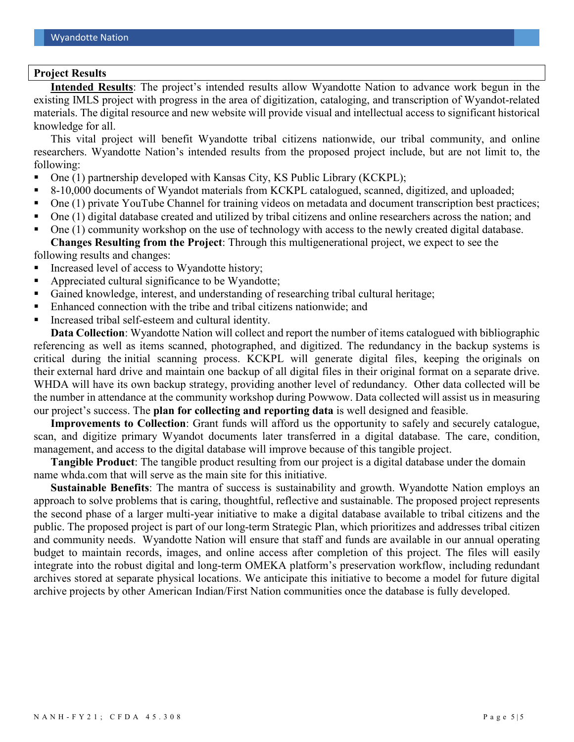## Project Results

**Intended Results**: The project's intended results allow Wyandotte Nation to advance work begun in the existing IMLS project with progress in the area of digitization, cataloging, and transcription of Wyandot-related materials. The digital resource and new website will provide visual and intellectual access to significant historical knowledge for all.

This vital project will benefit Wyandotte tribal citizens nationwide, our tribal community, and online researchers. Wyandotte Nation's intended results from the proposed project include, but are not limit to, the following:

- One (1) partnership developed with Kansas City, KS Public Library (KCKPL);
- 8-10,000 documents of Wyandot materials from KCKPL catalogued, scanned, digitized, and uploaded;
- One (1) private YouTube Channel for training videos on metadata and document transcription best practices;
- One (1) digital database created and utilized by tribal citizens and online researchers across the nation; and
- One (1) community workshop on the use of technology with access to the newly created digital database.

**Changes Resulting from the Project**: Through this multigenerational project, we expect to see the following results and changes:

- Increased level of access to Wyandotte history;
- Appreciated cultural significance to be Wyandotte;
- Gained knowledge, interest, and understanding of researching tribal cultural heritage;
- Enhanced connection with the tribe and tribal citizens nationwide; and
- Increased tribal self-esteem and cultural identity.

**Data Collection**: Wyandotte Nation will collect and report the number of items catalogued with bibliographic referencing as well as items scanned, photographed, and digitized. The redundancy in the backup systems is critical during the initial scanning process. KCKPL will generate digital files, keeping the originals on their external hard drive and maintain one backup of all digital files in their original format on a separate drive. WHDA will have its own backup strategy, providing another level of redundancy. Other data collected will be the number in attendance at the community workshop during Powwow. Data collected will assist us in measuring our project's success. The **plan for collecting and reporting data** is well designed and feasible.

**Improvements to Collection**: Grant funds will afford us the opportunity to safely and securely catalogue, scan, and digitize primary Wyandot documents later transferred in a digital database. The care, condition, management, and access to the digital database will improve because of this tangible project.

**Tangible Product**: The tangible product resulting from our project is a digital database under the domain name whda.com that will serve as the main site for this initiative.

**Sustainable Benefits**: The mantra of success is sustainability and growth. Wyandotte Nation employs an approach to solve problems that is caring, thoughtful, reflective and sustainable. The proposed project represents the second phase of a larger multi-year initiative to make a digital database available to tribal citizens and the public. The proposed project is part of our long-term Strategic Plan, which prioritizes and addresses tribal citizen and community needs. Wyandotte Nation will ensure that staff and funds are available in our annual operating budget to maintain records, images, and online access after completion of this project. The files will easily integrate into the robust digital and long-term OMEKA platform's preservation workflow, including redundant archives stored at separate physical locations. We anticipate this initiative to become a model for future digital archive projects by other American Indian/First Nation communities once the database is fully developed.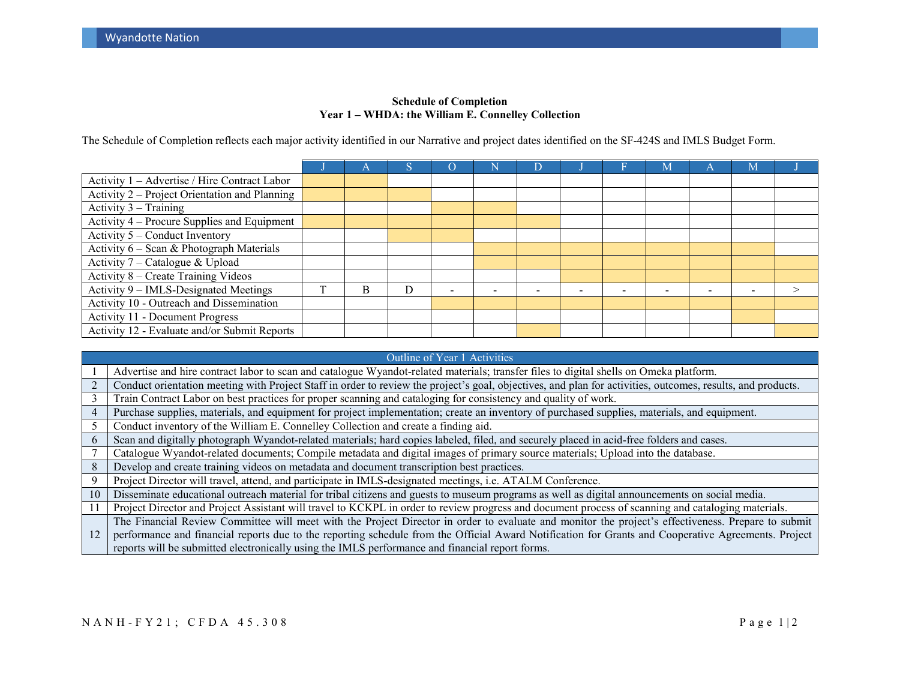**Schedule of Completion**
**Year 1 – WHDA: the William E. Connelley Collection**

The Schedule of Completion reflects each major activity identified in our Narrative and project dates identified on the SF-424S and IMLS Budget Form.

| | J | A | S | O | N | D | J | F | M | A | M | J |
|---|---|---|---|---|---|---|---|---|---|---|---|---|
| Activity 1 – Advertise / Hire Contract Labor | ■ | ■ | | | | | | | | | | |
| Activity 2 – Project Orientation and Planning | ■ | ■ | ■ | | | | | | | | | |
| Activity 3 – Training | | | | ■ | ■ | | | | | | | |
| Activity 4 – Procure Supplies and Equipment | ■ | ■ | ■ | ■ | ■ | ■ | | | | | | |
| Activity 5 – Conduct Inventory | | | ■ | ■ | | | | | | | | |
| Activity 6 – Scan & Photograph Materials | | | | | ■ | ■ | ■ | ■ | ■ | ■ | ■ | |
| Activity 7 – Catalogue & Upload | | | | | ■ | ■ | ■ | ■ | ■ | ■ | ■ | ■ |
| Activity 8 – Create Training Videos | | | | | | | ■ | ■ | ■ | ■ | ■ | ■ |
| Activity 9 – IMLS-Designated Meetings | T | B | D | - | - | - | - | - | - | - | - | > |
| Activity 10 - Outreach and Dissemination | | | | ■ | ■ | ■ | ■ | ■ | ■ | ■ | ■ | ■ |
| Activity 11 - Document Progress | | | | | | | | | | | ■ | |
| Activity 12 - Evaluate and/or Submit Reports | | | | | | ■ | | | | | | ■ |

| Outline of Year 1 Activities | |
|---|---|
| 1 | Advertise and hire contract labor to scan and catalogue Wyandot-related materials; transfer files to digital shells on Omeka platform. |
| 2 | Conduct orientation meeting with Project Staff in order to review the project's goal, objectives, and plan for activities, outcomes, results, and products. |
| 3 | Train Contract Labor on best practices for proper scanning and cataloging for consistency and quality of work. |
| 4 | Purchase supplies, materials, and equipment for project implementation; create an inventory of purchased supplies, materials, and equipment. |
| 5 | Conduct inventory of the William E. Connelley Collection and create a finding aid. |
| 6 | Scan and digitally photograph Wyandot-related materials; hard copies labeled, filed, and securely placed in acid-free folders and cases. |
| 7 | Catalogue Wyandot-related documents; Compile metadata and digital images of primary source materials; Upload into the database. |
| 8 | Develop and create training videos on metadata and document transcription best practices. |
| 9 | Project Director will travel, attend, and participate in IMLS-designated meetings, i.e. ATALM Conference. |
| 10 | Disseminate educational outreach material for tribal citizens and guests to museum programs as well as digital announcements on social media. |
| 11 | Project Director and Project Assistant will travel to KCKPL in order to review progress and document process of scanning and cataloging materials. |
| 12 | The Financial Review Committee will meet with the Project Director in order to evaluate and monitor the project's effectiveness. Prepare to submit performance and financial reports due to the reporting schedule from the Official Award Notification for Grants and Cooperative Agreements. Project reports will be submitted electronically using the IMLS performance and financial report forms. |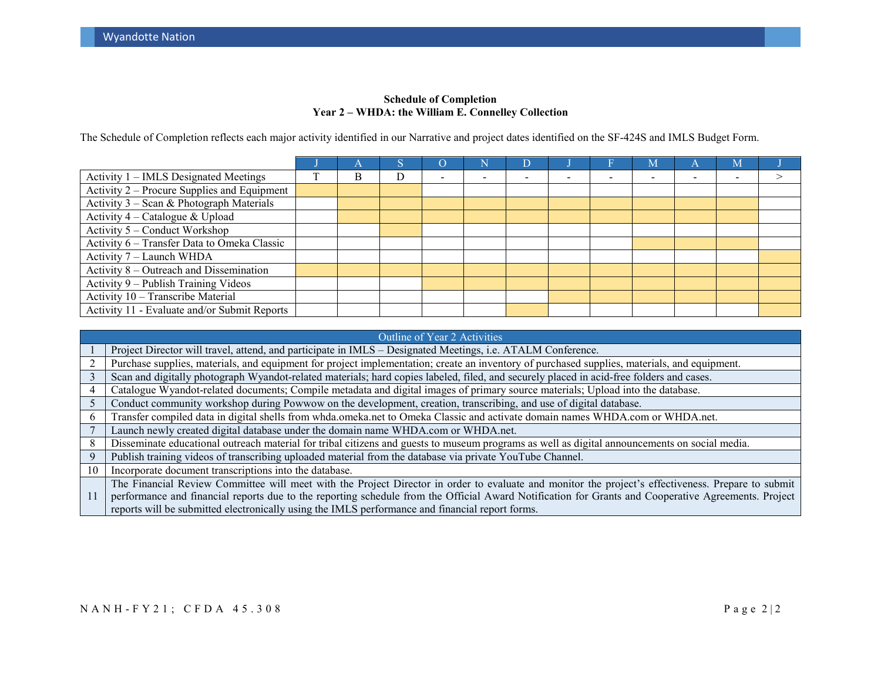**Schedule of Completion**
**Year 2 – WHDA: the William E. Connelley Collection**

The Schedule of Completion reflects each major activity identified in our Narrative and project dates identified on the SF-424S and IMLS Budget Form.

| | J | A | S | O | N | D | J | F | M | A | M | J |
|---|---|---|---|---|---|---|---|---|---|---|---|---|
| Activity 1 – IMLS Designated Meetings | T | B | D | - | - | - | - | - | - | - | - | > |
| Activity 2 – Procure Supplies and Equipment | ■ | ■ | ■ | | | | | | | | | |
| Activity 3 – Scan & Photograph Materials | | ■ | ■ | ■ | ■ | ■ | ■ | ■ | ■ | ■ | ■ | |
| Activity 4 – Catalogue & Upload | | ■ | ■ | ■ | ■ | ■ | ■ | ■ | ■ | ■ | ■ | |
| Activity 5 – Conduct Workshop | | | ■ | | | | | | | | | |
| Activity 6 – Transfer Data to Omeka Classic | | | | | | | | | ■ | ■ | ■ | |
| Activity 7 – Launch WHDA | | | | | | | | | | | | ■ |
| Activity 8 – Outreach and Dissemination | ■ | ■ | ■ | ■ | ■ | ■ | ■ | ■ | ■ | ■ | ■ | ■ |
| Activity 9 – Publish Training Videos | | | | ■ | ■ | ■ | ■ | ■ | ■ | ■ | ■ | ■ |
| Activity 10 – Transcribe Material | | | | | | | ■ | ■ | ■ | ■ | ■ | ■ |
| Activity 11 - Evaluate and/or Submit Reports | | | | | | ■ | | | | | | ■ |

| Outline of Year 2 Activities | |
|---|---|
| 1 | Project Director will travel, attend, and participate in IMLS – Designated Meetings, i.e. ATALM Conference. |
| 2 | Purchase supplies, materials, and equipment for project implementation; create an inventory of purchased supplies, materials, and equipment. |
| 3 | Scan and digitally photograph Wyandot-related materials; hard copies labeled, filed, and securely placed in acid-free folders and cases. |
| 4 | Catalogue Wyandot-related documents; Compile metadata and digital images of primary source materials; Upload into the database. |
| 5 | Conduct community workshop during Powwow on the development, creation, transcribing, and use of digital database. |
| 6 | Transfer compiled data in digital shells from whda.omeka.net to Omeka Classic and activate domain names WHDA.com or WHDA.net. |
| 7 | Launch newly created digital database under the domain name WHDA.com or WHDA.net. |
| 8 | Disseminate educational outreach material for tribal citizens and guests to museum programs as well as digital announcements on social media. |
| 9 | Publish training videos of transcribing uploaded material from the database via private YouTube Channel. |
| 10 | Incorporate document transcriptions into the database. |
| 11 | The Financial Review Committee will meet with the Project Director in order to evaluate and monitor the project's effectiveness. Prepare to submit performance and financial reports due to the reporting schedule from the Official Award Notification for Grants and Cooperative Agreements. Project reports will be submitted electronically using the IMLS performance and financial report forms. |